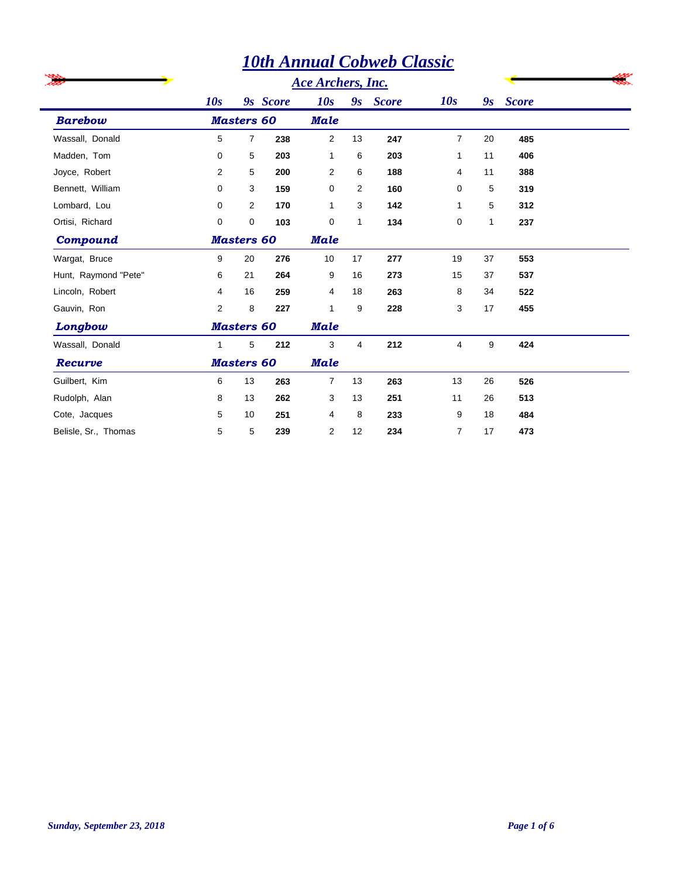# 10th Annual Cobweb Classic

## Ace Archers, Inc.

| | 10s | 9s | Score | 10s | 9s | Score | 10s | 9s | Score |
|---|---|---|---|---|---|---|---|---|---|
| **Barebow** | **Masters 60** | | | **Male** | | | | | |
| Wassall, Donald | 5 | 7 | **238** | 2 | 13 | **247** | 7 | 20 | **485** |
| Madden, Tom | 0 | 5 | **203** | 1 | 6 | **203** | 1 | 11 | **406** |
| Joyce, Robert | 2 | 5 | **200** | 2 | 6 | **188** | 4 | 11 | **388** |
| Bennett, William | 0 | 3 | **159** | 0 | 2 | **160** | 0 | 5 | **319** |
| Lombard, Lou | 0 | 2 | **170** | 1 | 3 | **142** | 1 | 5 | **312** |
| Ortisi, Richard | 0 | 0 | **103** | 0 | 1 | **134** | 0 | 1 | **237** |
| **Compound** | **Masters 60** | | | **Male** | | | | | |
| Wargat, Bruce | 9 | 20 | **276** | 10 | 17 | **277** | 19 | 37 | **553** |
| Hunt, Raymond "Pete" | 6 | 21 | **264** | 9 | 16 | **273** | 15 | 37 | **537** |
| Lincoln, Robert | 4 | 16 | **259** | 4 | 18 | **263** | 8 | 34 | **522** |
| Gauvin, Ron | 2 | 8 | **227** | 1 | 9 | **228** | 3 | 17 | **455** |
| **Longbow** | **Masters 60** | | | **Male** | | | | | |
| Wassall, Donald | 1 | 5 | **212** | 3 | 4 | **212** | 4 | 9 | **424** |
| **Recurve** | **Masters 60** | | | **Male** | | | | | |
| Guilbert, Kim | 6 | 13 | **263** | 7 | 13 | **263** | 13 | 26 | **526** |
| Rudolph, Alan | 8 | 13 | **262** | 3 | 13 | **251** | 11 | 26 | **513** |
| Cote, Jacques | 5 | 10 | **251** | 4 | 8 | **233** | 9 | 18 | **484** |
| Belisle, Sr., Thomas | 5 | 5 | **239** | 2 | 12 | **234** | 7 | 17 | **473** |

*Sunday, September 23, 2018*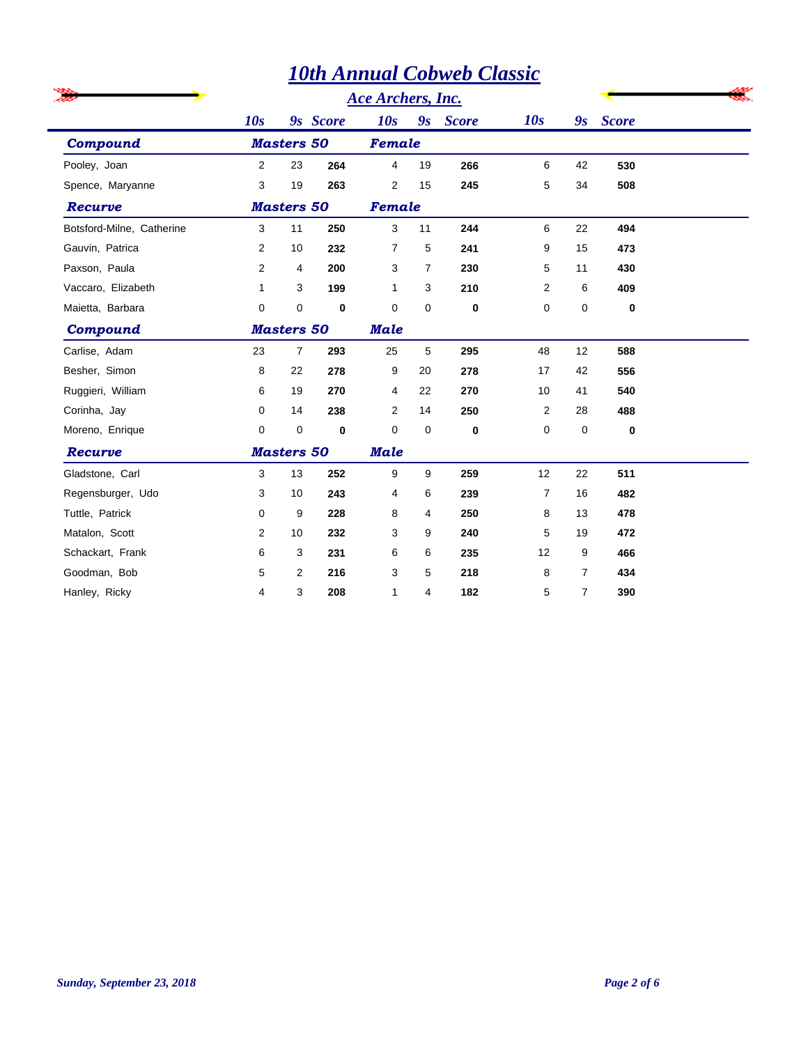# 10th Annual Cobweb Classic

## Ace Archers, Inc.

| | 10s | 9s | Score | 10s | 9s | Score | 10s | 9s | Score |
|---|---|---|---|---|---|---|---|---|---|
| **Compound** | **Masters 50** | | | **Female** | | | | | |
| Pooley, Joan | 2 | 23 | **264** | 4 | 19 | **266** | 6 | 42 | **530** |
| Spence, Maryanne | 3 | 19 | **263** | 2 | 15 | **245** | 5 | 34 | **508** |
| **Recurve** | **Masters 50** | | | **Female** | | | | | |
| Botsford-Milne, Catherine | 3 | 11 | **250** | 3 | 11 | **244** | 6 | 22 | **494** |
| Gauvin, Patrica | 2 | 10 | **232** | 7 | 5 | **241** | 9 | 15 | **473** |
| Paxson, Paula | 2 | 4 | **200** | 3 | 7 | **230** | 5 | 11 | **430** |
| Vaccaro, Elizabeth | 1 | 3 | **199** | 1 | 3 | **210** | 2 | 6 | **409** |
| Maietta, Barbara | 0 | 0 | **0** | 0 | 0 | **0** | 0 | 0 | **0** |
| **Compound** | **Masters 50** | | | **Male** | | | | | |
| Carlise, Adam | 23 | 7 | **293** | 25 | 5 | **295** | 48 | 12 | **588** |
| Besher, Simon | 8 | 22 | **278** | 9 | 20 | **278** | 17 | 42 | **556** |
| Ruggieri, William | 6 | 19 | **270** | 4 | 22 | **270** | 10 | 41 | **540** |
| Corinha, Jay | 0 | 14 | **238** | 2 | 14 | **250** | 2 | 28 | **488** |
| Moreno, Enrique | 0 | 0 | **0** | 0 | 0 | **0** | 0 | 0 | **0** |
| **Recurve** | **Masters 50** | | | **Male** | | | | | |
| Gladstone, Carl | 3 | 13 | **252** | 9 | 9 | **259** | 12 | 22 | **511** |
| Regensburger, Udo | 3 | 10 | **243** | 4 | 6 | **239** | 7 | 16 | **482** |
| Tuttle, Patrick | 0 | 9 | **228** | 8 | 4 | **250** | 8 | 13 | **478** |
| Matalon, Scott | 2 | 10 | **232** | 3 | 9 | **240** | 5 | 19 | **472** |
| Schackart, Frank | 6 | 3 | **231** | 6 | 6 | **235** | 12 | 9 | **466** |
| Goodman, Bob | 5 | 2 | **216** | 3 | 5 | **218** | 8 | 7 | **434** |
| Hanley, Ricky | 4 | 3 | **208** | 1 | 4 | **182** | 5 | 7 | **390** |

*Sunday, September 23, 2018*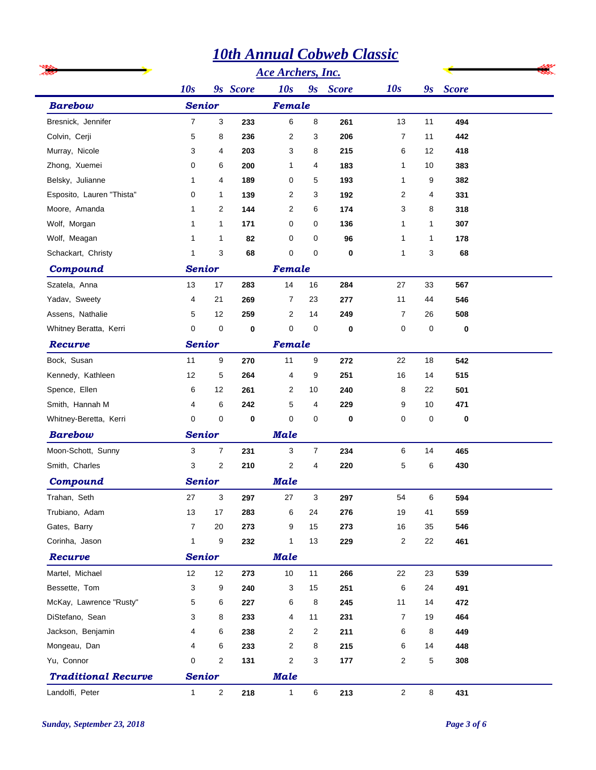# 10th Annual Cobweb Classic

## Ace Archers, Inc.

| | 10s | 9s | Score | 10s | 9s | Score | 10s | 9s | Score |
|---|---|---|---|---|---|---|---|---|---|
| ***Barebow*** | ***Senior*** | | | ***Female*** | | | | | |
| Bresnick, Jennifer | 7 | 3 | **233** | 6 | 8 | **261** | 13 | 11 | **494** |
| Colvin, Cerji | 5 | 8 | **236** | 2 | 3 | **206** | 7 | 11 | **442** |
| Murray, Nicole | 3 | 4 | **203** | 3 | 8 | **215** | 6 | 12 | **418** |
| Zhong, Xuemei | 0 | 6 | **200** | 1 | 4 | **183** | 1 | 10 | **383** |
| Belsky, Julianne | 1 | 4 | **189** | 0 | 5 | **193** | 1 | 9 | **382** |
| Esposito, Lauren "Thista" | 0 | 1 | **139** | 2 | 3 | **192** | 2 | 4 | **331** |
| Moore, Amanda | 1 | 2 | **144** | 2 | 6 | **174** | 3 | 8 | **318** |
| Wolf, Morgan | 1 | 1 | **171** | 0 | 0 | **136** | 1 | 1 | **307** |
| Wolf, Meagan | 1 | 1 | **82** | 0 | 0 | **96** | 1 | 1 | **178** |
| Schackart, Christy | 1 | 3 | **68** | 0 | 0 | **0** | 1 | 3 | **68** |
| ***Compound*** | ***Senior*** | | | ***Female*** | | | | | |
| Szatela, Anna | 13 | 17 | **283** | 14 | 16 | **284** | 27 | 33 | **567** |
| Yadav, Sweety | 4 | 21 | **269** | 7 | 23 | **277** | 11 | 44 | **546** |
| Assens, Nathalie | 5 | 12 | **259** | 2 | 14 | **249** | 7 | 26 | **508** |
| Whitney Beratta, Kerri | 0 | 0 | **0** | 0 | 0 | **0** | 0 | 0 | **0** |
| ***Recurve*** | ***Senior*** | | | ***Female*** | | | | | |
| Bock, Susan | 11 | 9 | **270** | 11 | 9 | **272** | 22 | 18 | **542** |
| Kennedy, Kathleen | 12 | 5 | **264** | 4 | 9 | **251** | 16 | 14 | **515** |
| Spence, Ellen | 6 | 12 | **261** | 2 | 10 | **240** | 8 | 22 | **501** |
| Smith, Hannah M | 4 | 6 | **242** | 5 | 4 | **229** | 9 | 10 | **471** |
| Whitney-Beretta, Kerri | 0 | 0 | **0** | 0 | 0 | **0** | 0 | 0 | **0** |
| ***Barebow*** | ***Senior*** | | | ***Male*** | | | | | |
| Moon-Schott, Sunny | 3 | 7 | **231** | 3 | 7 | **234** | 6 | 14 | **465** |
| Smith, Charles | 3 | 2 | **210** | 2 | 4 | **220** | 5 | 6 | **430** |
| ***Compound*** | ***Senior*** | | | ***Male*** | | | | | |
| Trahan, Seth | 27 | 3 | **297** | 27 | 3 | **297** | 54 | 6 | **594** |
| Trubiano, Adam | 13 | 17 | **283** | 6 | 24 | **276** | 19 | 41 | **559** |
| Gates, Barry | 7 | 20 | **273** | 9 | 15 | **273** | 16 | 35 | **546** |
| Corinha, Jason | 1 | 9 | **232** | 1 | 13 | **229** | 2 | 22 | **461** |
| ***Recurve*** | ***Senior*** | | | ***Male*** | | | | | |
| Martel, Michael | 12 | 12 | **273** | 10 | 11 | **266** | 22 | 23 | **539** |
| Bessette, Tom | 3 | 9 | **240** | 3 | 15 | **251** | 6 | 24 | **491** |
| McKay, Lawrence "Rusty" | 5 | 6 | **227** | 6 | 8 | **245** | 11 | 14 | **472** |
| DiStefano, Sean | 3 | 8 | **233** | 4 | 11 | **231** | 7 | 19 | **464** |
| Jackson, Benjamin | 4 | 6 | **238** | 2 | 2 | **211** | 6 | 8 | **449** |
| Mongeau, Dan | 4 | 6 | **233** | 2 | 8 | **215** | 6 | 14 | **448** |
| Yu, Connor | 0 | 2 | **131** | 2 | 3 | **177** | 2 | 5 | **308** |
| ***Traditional Recurve*** | ***Senior*** | | | ***Male*** | | | | | |
| Landolfi, Peter | 1 | 2 | **218** | 1 | 6 | **213** | 2 | 8 | **431** |

*Sunday, September 23, 2018*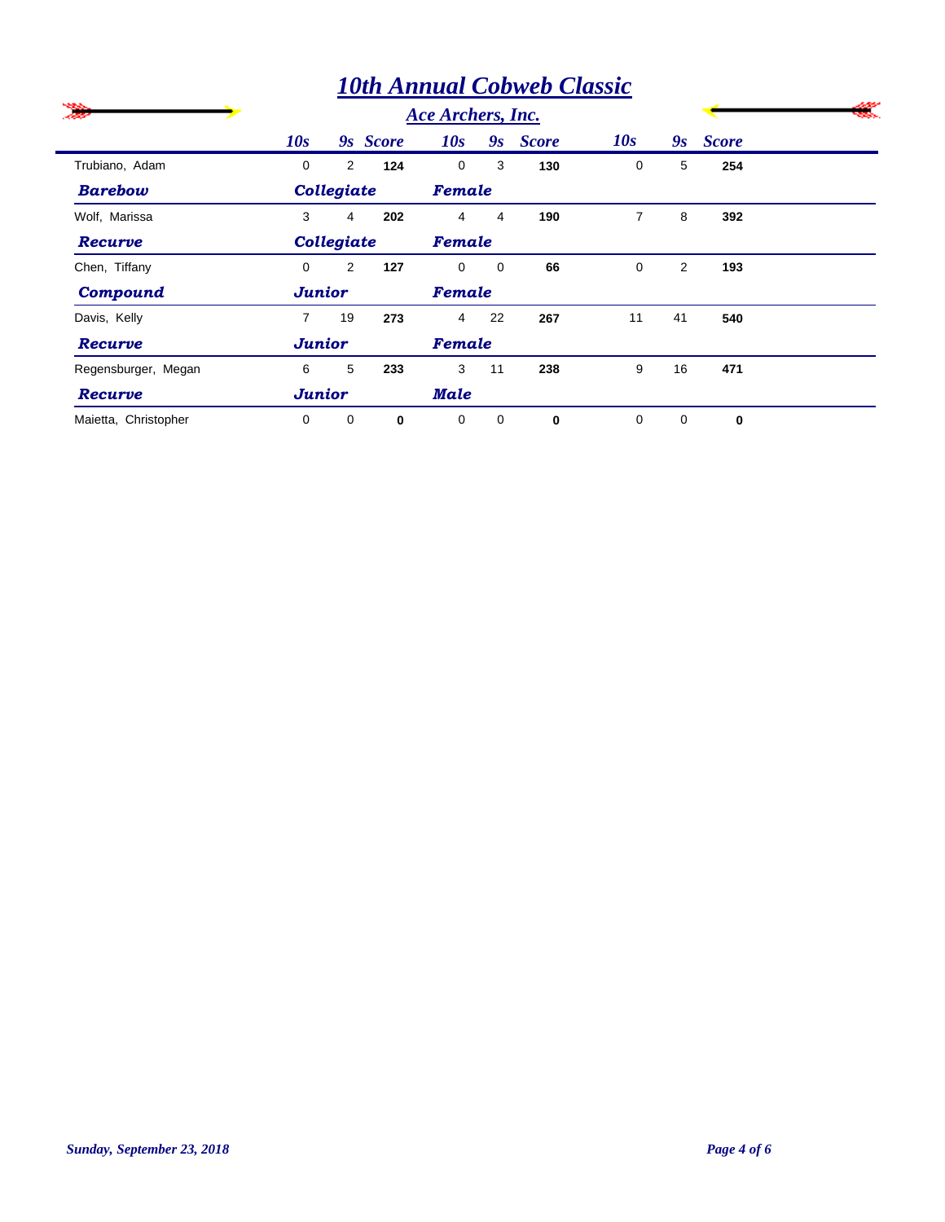# 10th Annual Cobweb Classic

## Ace Archers, Inc.

| | 10s | 9s | Score | 10s | 9s | Score | 10s | 9s | Score |
|---|---|---|---|---|---|---|---|---|---|
| Trubiano, Adam | 0 | 2 | **124** | 0 | 3 | **130** | 0 | 5 | **254** |
| ***Barebow*** | ***Collegiate*** | | | ***Female*** | | | | | |
| Wolf, Marissa | 3 | 4 | **202** | 4 | 4 | **190** | 7 | 8 | **392** |
| ***Recurve*** | ***Collegiate*** | | | ***Female*** | | | | | |
| Chen, Tiffany | 0 | 2 | **127** | 0 | 0 | **66** | 0 | 2 | **193** |
| ***Compound*** | ***Junior*** | | | ***Female*** | | | | | |
| Davis, Kelly | 7 | 19 | **273** | 4 | 22 | **267** | 11 | 41 | **540** |
| ***Recurve*** | ***Junior*** | | | ***Female*** | | | | | |
| Regensburger, Megan | 6 | 5 | **233** | 3 | 11 | **238** | 9 | 16 | **471** |
| ***Recurve*** | ***Junior*** | | | ***Male*** | | | | | |
| Maietta, Christopher | 0 | 0 | **0** | 0 | 0 | **0** | 0 | 0 | **0** |

*Sunday, September 23, 2018*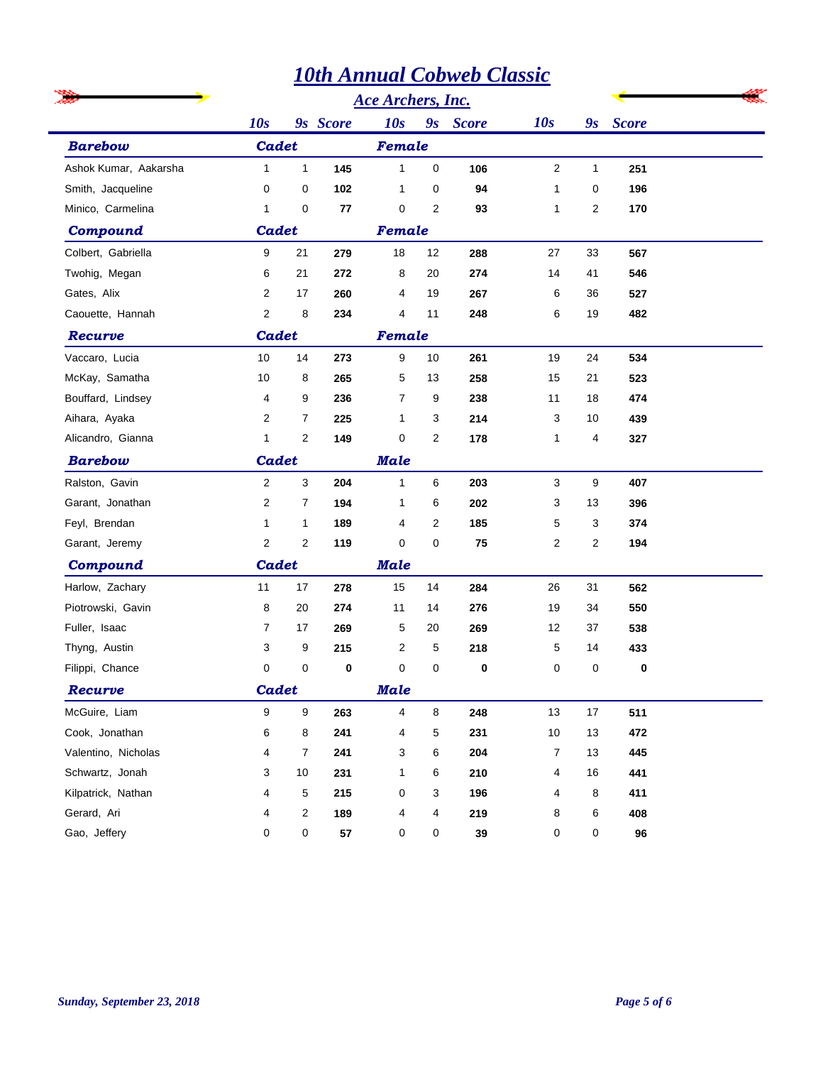# 10th Annual Cobweb Classic

## Ace Archers, Inc.

| | 10s | 9s | Score | 10s | 9s | Score | 10s | 9s | Score |
|---|---|---|---|---|---|---|---|---|---|
| **Barebow** | **Cadet** | | | **Female** | | | | | |
| Ashok Kumar, Aakarsha | 1 | 1 | **145** | 1 | 0 | **106** | 2 | 1 | **251** |
| Smith, Jacqueline | 0 | 0 | **102** | 1 | 0 | **94** | 1 | 0 | **196** |
| Minico, Carmelina | 1 | 0 | **77** | 0 | 2 | **93** | 1 | 2 | **170** |
| **Compound** | **Cadet** | | | **Female** | | | | | |
| Colbert, Gabriella | 9 | 21 | **279** | 18 | 12 | **288** | 27 | 33 | **567** |
| Twohig, Megan | 6 | 21 | **272** | 8 | 20 | **274** | 14 | 41 | **546** |
| Gates, Alix | 2 | 17 | **260** | 4 | 19 | **267** | 6 | 36 | **527** |
| Caouette, Hannah | 2 | 8 | **234** | 4 | 11 | **248** | 6 | 19 | **482** |
| **Recurve** | **Cadet** | | | **Female** | | | | | |
| Vaccaro, Lucia | 10 | 14 | **273** | 9 | 10 | **261** | 19 | 24 | **534** |
| McKay, Samatha | 10 | 8 | **265** | 5 | 13 | **258** | 15 | 21 | **523** |
| Bouffard, Lindsey | 4 | 9 | **236** | 7 | 9 | **238** | 11 | 18 | **474** |
| Aihara, Ayaka | 2 | 7 | **225** | 1 | 3 | **214** | 3 | 10 | **439** |
| Alicandro, Gianna | 1 | 2 | **149** | 0 | 2 | **178** | 1 | 4 | **327** |
| **Barebow** | **Cadet** | | | **Male** | | | | | |
| Ralston, Gavin | 2 | 3 | **204** | 1 | 6 | **203** | 3 | 9 | **407** |
| Garant, Jonathan | 2 | 7 | **194** | 1 | 6 | **202** | 3 | 13 | **396** |
| Feyl, Brendan | 1 | 1 | **189** | 4 | 2 | **185** | 5 | 3 | **374** |
| Garant, Jeremy | 2 | 2 | **119** | 0 | 0 | **75** | 2 | 2 | **194** |
| **Compound** | **Cadet** | | | **Male** | | | | | |
| Harlow, Zachary | 11 | 17 | **278** | 15 | 14 | **284** | 26 | 31 | **562** |
| Piotrowski, Gavin | 8 | 20 | **274** | 11 | 14 | **276** | 19 | 34 | **550** |
| Fuller, Isaac | 7 | 17 | **269** | 5 | 20 | **269** | 12 | 37 | **538** |
| Thyng, Austin | 3 | 9 | **215** | 2 | 5 | **218** | 5 | 14 | **433** |
| Filippi, Chance | 0 | 0 | **0** | 0 | 0 | **0** | 0 | 0 | **0** |
| **Recurve** | **Cadet** | | | **Male** | | | | | |
| McGuire, Liam | 9 | 9 | **263** | 4 | 8 | **248** | 13 | 17 | **511** |
| Cook, Jonathan | 6 | 8 | **241** | 4 | 5 | **231** | 10 | 13 | **472** |
| Valentino, Nicholas | 4 | 7 | **241** | 3 | 6 | **204** | 7 | 13 | **445** |
| Schwartz, Jonah | 3 | 10 | **231** | 1 | 6 | **210** | 4 | 16 | **441** |
| Kilpatrick, Nathan | 4 | 5 | **215** | 0 | 3 | **196** | 4 | 8 | **411** |
| Gerard, Ari | 4 | 2 | **189** | 4 | 4 | **219** | 8 | 6 | **408** |
| Gao, Jeffery | 0 | 0 | **57** | 0 | 0 | **39** | 0 | 0 | **96** |

*Sunday, September 23, 2018*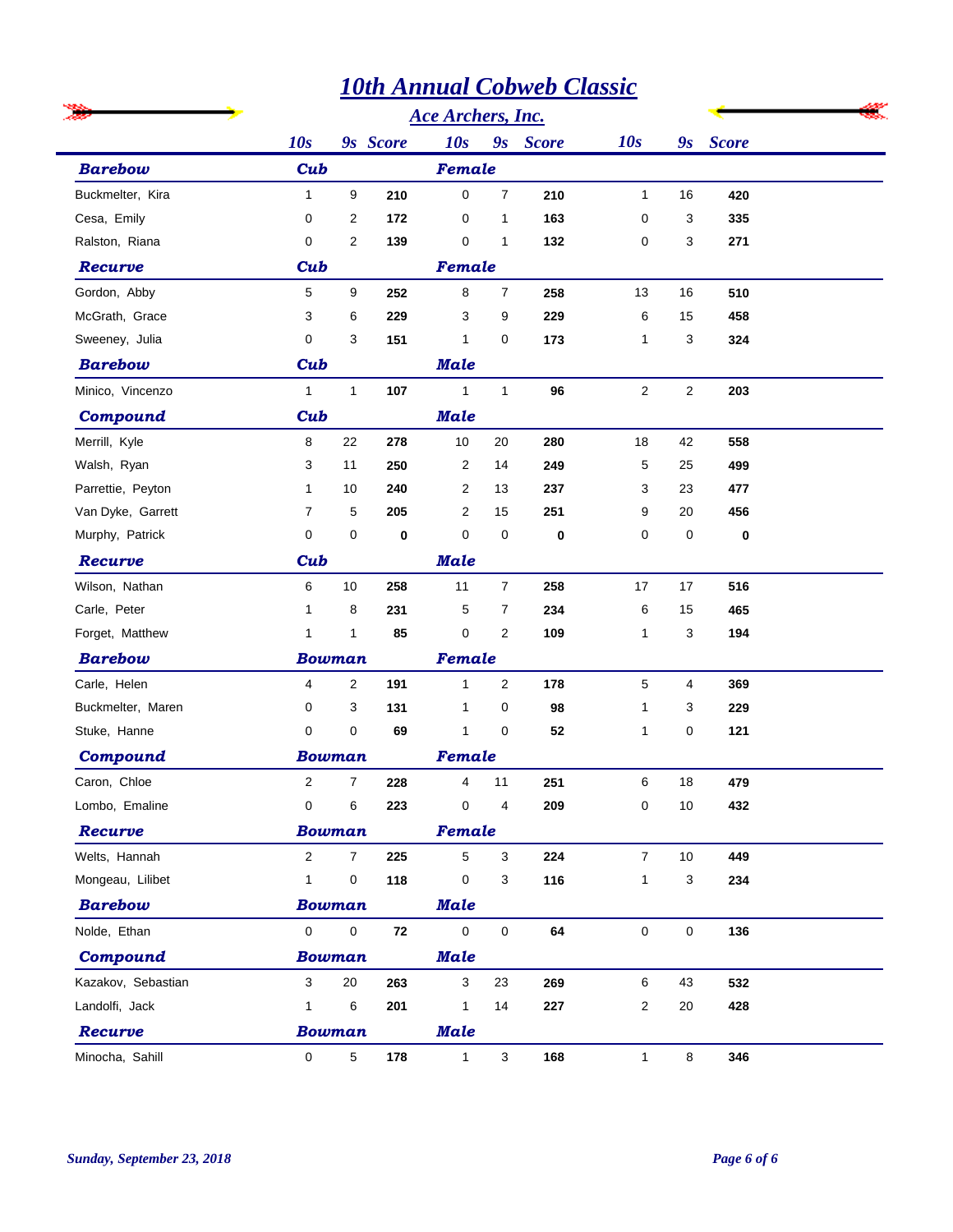# 10th Annual Cobweb Classic

## Ace Archers, Inc.

| | 10s | 9s | Score | 10s | 9s | Score | 10s | 9s | Score |
|---|---|---|---|---|---|---|---|---|---|
| ***Barebow*** | ***Cub*** | | | ***Female*** | | | | | |
| Buckmelter, Kira | 1 | 9 | **210** | 0 | 7 | **210** | 1 | 16 | **420** |
| Cesa, Emily | 0 | 2 | **172** | 0 | 1 | **163** | 0 | 3 | **335** |
| Ralston, Riana | 0 | 2 | **139** | 0 | 1 | **132** | 0 | 3 | **271** |
| ***Recurve*** | ***Cub*** | | | ***Female*** | | | | | |
| Gordon, Abby | 5 | 9 | **252** | 8 | 7 | **258** | 13 | 16 | **510** |
| McGrath, Grace | 3 | 6 | **229** | 3 | 9 | **229** | 6 | 15 | **458** |
| Sweeney, Julia | 0 | 3 | **151** | 1 | 0 | **173** | 1 | 3 | **324** |
| ***Barebow*** | ***Cub*** | | | ***Male*** | | | | | |
| Minico, Vincenzo | 1 | 1 | **107** | 1 | 1 | **96** | 2 | 2 | **203** |
| ***Compound*** | ***Cub*** | | | ***Male*** | | | | | |
| Merrill, Kyle | 8 | 22 | **278** | 10 | 20 | **280** | 18 | 42 | **558** |
| Walsh, Ryan | 3 | 11 | **250** | 2 | 14 | **249** | 5 | 25 | **499** |
| Parrettie, Peyton | 1 | 10 | **240** | 2 | 13 | **237** | 3 | 23 | **477** |
| Van Dyke, Garrett | 7 | 5 | **205** | 2 | 15 | **251** | 9 | 20 | **456** |
| Murphy, Patrick | 0 | 0 | **0** | 0 | 0 | **0** | 0 | 0 | **0** |
| ***Recurve*** | ***Cub*** | | | ***Male*** | | | | | |
| Wilson, Nathan | 6 | 10 | **258** | 11 | 7 | **258** | 17 | 17 | **516** |
| Carle, Peter | 1 | 8 | **231** | 5 | 7 | **234** | 6 | 15 | **465** |
| Forget, Matthew | 1 | 1 | **85** | 0 | 2 | **109** | 1 | 3 | **194** |
| ***Barebow*** | ***Bowman*** | | | ***Female*** | | | | | |
| Carle, Helen | 4 | 2 | **191** | 1 | 2 | **178** | 5 | 4 | **369** |
| Buckmelter, Maren | 0 | 3 | **131** | 1 | 0 | **98** | 1 | 3 | **229** |
| Stuke, Hanne | 0 | 0 | **69** | 1 | 0 | **52** | 1 | 0 | **121** |
| ***Compound*** | ***Bowman*** | | | ***Female*** | | | | | |
| Caron, Chloe | 2 | 7 | **228** | 4 | 11 | **251** | 6 | 18 | **479** |
| Lombo, Emaline | 0 | 6 | **223** | 0 | 4 | **209** | 0 | 10 | **432** |
| ***Recurve*** | ***Bowman*** | | | ***Female*** | | | | | |
| Welts, Hannah | 2 | 7 | **225** | 5 | 3 | **224** | 7 | 10 | **449** |
| Mongeau, Lilibet | 1 | 0 | **118** | 0 | 3 | **116** | 1 | 3 | **234** |
| ***Barebow*** | ***Bowman*** | | | ***Male*** | | | | | |
| Nolde, Ethan | 0 | 0 | **72** | 0 | 0 | **64** | 0 | 0 | **136** |
| ***Compound*** | ***Bowman*** | | | ***Male*** | | | | | |
| Kazakov, Sebastian | 3 | 20 | **263** | 3 | 23 | **269** | 6 | 43 | **532** |
| Landolfi, Jack | 1 | 6 | **201** | 1 | 14 | **227** | 2 | 20 | **428** |
| ***Recurve*** | ***Bowman*** | | | ***Male*** | | | | | |
| Minocha, Sahill | 0 | 5 | **178** | 1 | 3 | **168** | 1 | 8 | **346** |

*Sunday, September 23, 2018*